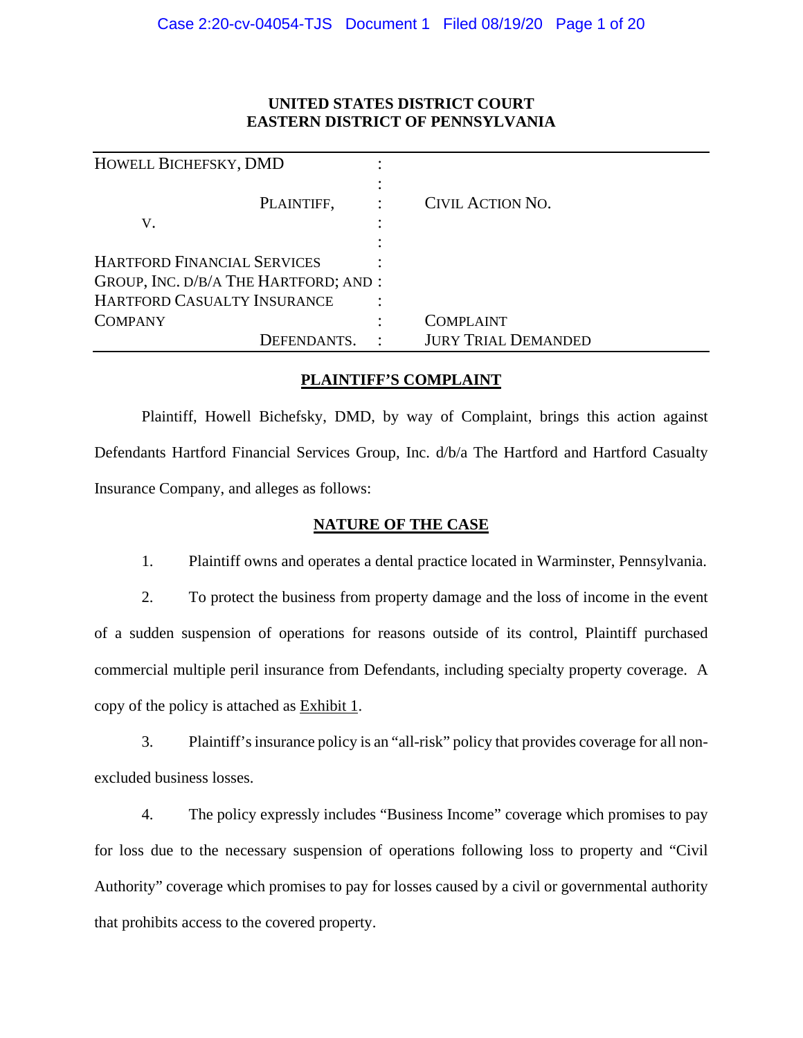**UNITED STATES DISTRICT COURT**
**EASTERN DISTRICT OF PENNSYLVANIA**

| | | |
|---|---|---|
| HOWELL BICHEFSKY, DMD | : | |
| | : | |
| PLAINTIFF, | : | CIVIL ACTION NO. |
| V. | : | |
| | : | |
| HARTFORD FINANCIAL SERVICES GROUP, INC. D/B/A THE HARTFORD; AND HARTFORD CASUALTY INSURANCE COMPANY | : | COMPLAINT |
| DEFENDANTS. | : | JURY TRIAL DEMANDED |

## PLAINTIFF'S COMPLAINT

Plaintiff, Howell Bichefsky, DMD, by way of Complaint, brings this action against Defendants Hartford Financial Services Group, Inc. d/b/a The Hartford and Hartford Casualty Insurance Company, and alleges as follows:

## NATURE OF THE CASE

1. Plaintiff owns and operates a dental practice located in Warminster, Pennsylvania.

2. To protect the business from property damage and the loss of income in the event of a sudden suspension of operations for reasons outside of its control, Plaintiff purchased commercial multiple peril insurance from Defendants, including specialty property coverage. A copy of the policy is attached as Exhibit 1.

3. Plaintiff's insurance policy is an "all-risk" policy that provides coverage for all non-excluded business losses.

4. The policy expressly includes "Business Income" coverage which promises to pay for loss due to the necessary suspension of operations following loss to property and "Civil Authority" coverage which promises to pay for losses caused by a civil or governmental authority that prohibits access to the covered property.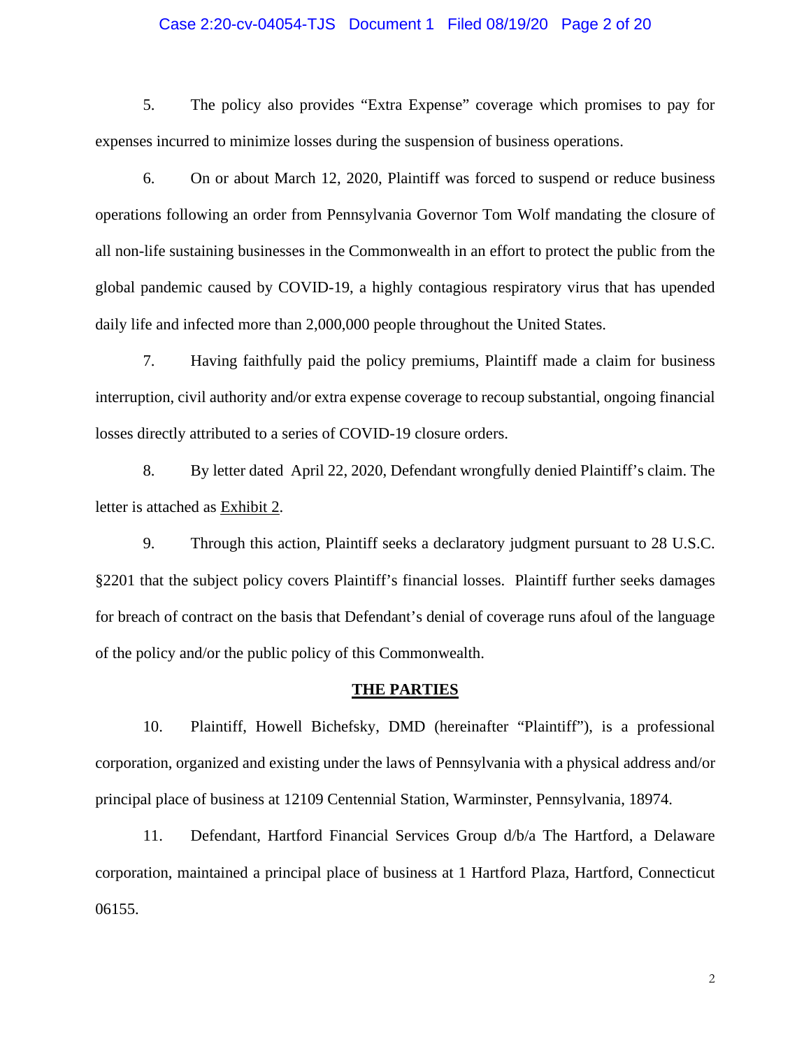5. The policy also provides "Extra Expense" coverage which promises to pay for expenses incurred to minimize losses during the suspension of business operations.

6. On or about March 12, 2020, Plaintiff was forced to suspend or reduce business operations following an order from Pennsylvania Governor Tom Wolf mandating the closure of all non-life sustaining businesses in the Commonwealth in an effort to protect the public from the global pandemic caused by COVID-19, a highly contagious respiratory virus that has upended daily life and infected more than 2,000,000 people throughout the United States.

7. Having faithfully paid the policy premiums, Plaintiff made a claim for business interruption, civil authority and/or extra expense coverage to recoup substantial, ongoing financial losses directly attributed to a series of COVID-19 closure orders.

8. By letter dated April 22, 2020, Defendant wrongfully denied Plaintiff's claim. The letter is attached as Exhibit 2.

9. Through this action, Plaintiff seeks a declaratory judgment pursuant to 28 U.S.C. §2201 that the subject policy covers Plaintiff's financial losses. Plaintiff further seeks damages for breach of contract on the basis that Defendant's denial of coverage runs afoul of the language of the policy and/or the public policy of this Commonwealth.

## THE PARTIES

10. Plaintiff, Howell Bichefsky, DMD (hereinafter "Plaintiff"), is a professional corporation, organized and existing under the laws of Pennsylvania with a physical address and/or principal place of business at 12109 Centennial Station, Warminster, Pennsylvania, 18974.

11. Defendant, Hartford Financial Services Group d/b/a The Hartford, a Delaware corporation, maintained a principal place of business at 1 Hartford Plaza, Hartford, Connecticut 06155.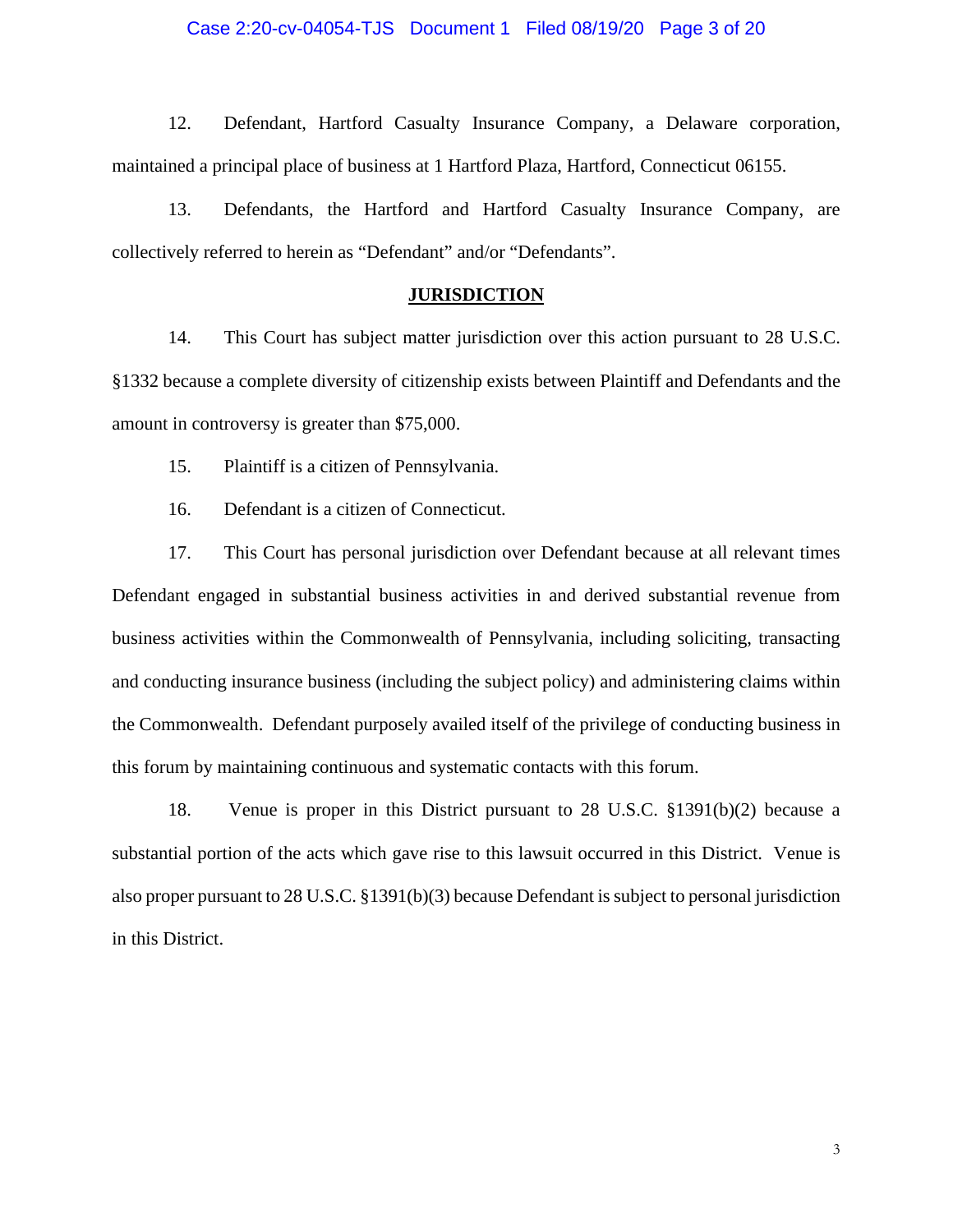12. Defendant, Hartford Casualty Insurance Company, a Delaware corporation, maintained a principal place of business at 1 Hartford Plaza, Hartford, Connecticut 06155.

13. Defendants, the Hartford and Hartford Casualty Insurance Company, are collectively referred to herein as "Defendant" and/or "Defendants".

## JURISDICTION

14. This Court has subject matter jurisdiction over this action pursuant to 28 U.S.C. §1332 because a complete diversity of citizenship exists between Plaintiff and Defendants and the amount in controversy is greater than $75,000.

15. Plaintiff is a citizen of Pennsylvania.

16. Defendant is a citizen of Connecticut.

17. This Court has personal jurisdiction over Defendant because at all relevant times Defendant engaged in substantial business activities in and derived substantial revenue from business activities within the Commonwealth of Pennsylvania, including soliciting, transacting and conducting insurance business (including the subject policy) and administering claims within the Commonwealth. Defendant purposely availed itself of the privilege of conducting business in this forum by maintaining continuous and systematic contacts with this forum.

18. Venue is proper in this District pursuant to 28 U.S.C. §1391(b)(2) because a substantial portion of the acts which gave rise to this lawsuit occurred in this District. Venue is also proper pursuant to 28 U.S.C. §1391(b)(3) because Defendant is subject to personal jurisdiction in this District.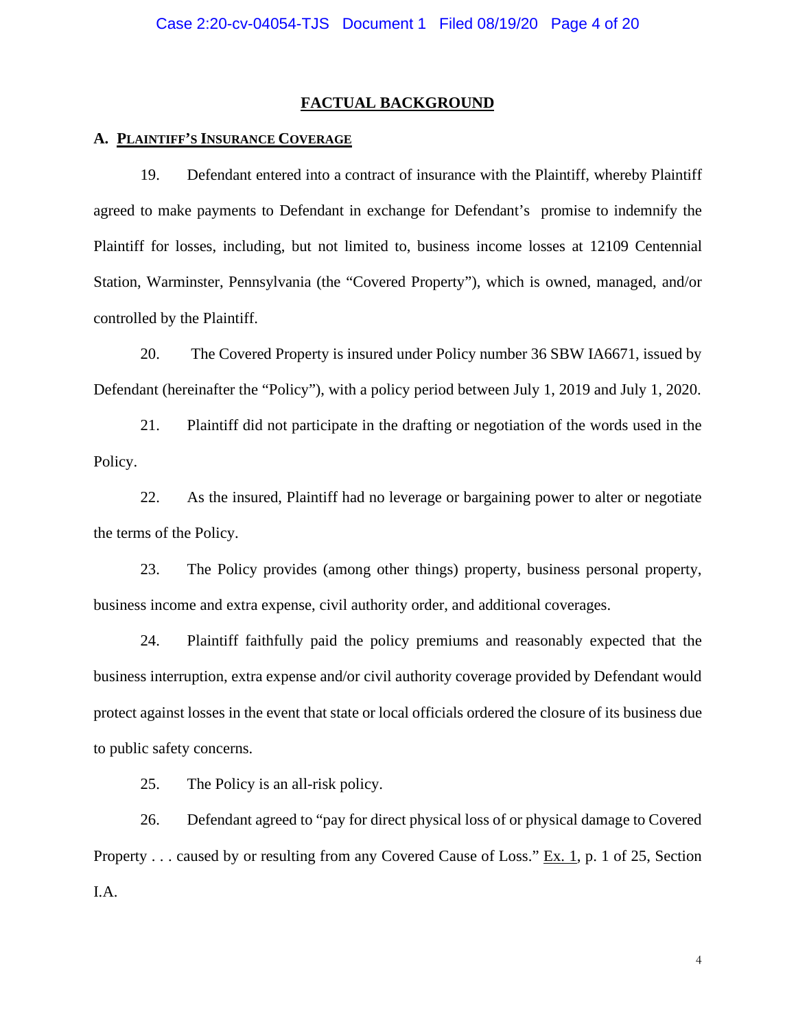## FACTUAL BACKGROUND

### A. PLAINTIFF'S INSURANCE COVERAGE

19. Defendant entered into a contract of insurance with the Plaintiff, whereby Plaintiff agreed to make payments to Defendant in exchange for Defendant's promise to indemnify the Plaintiff for losses, including, but not limited to, business income losses at 12109 Centennial Station, Warminster, Pennsylvania (the "Covered Property"), which is owned, managed, and/or controlled by the Plaintiff.

20. The Covered Property is insured under Policy number 36 SBW IA6671, issued by Defendant (hereinafter the "Policy"), with a policy period between July 1, 2019 and July 1, 2020.

21. Plaintiff did not participate in the drafting or negotiation of the words used in the Policy.

22. As the insured, Plaintiff had no leverage or bargaining power to alter or negotiate the terms of the Policy.

23. The Policy provides (among other things) property, business personal property, business income and extra expense, civil authority order, and additional coverages.

24. Plaintiff faithfully paid the policy premiums and reasonably expected that the business interruption, extra expense and/or civil authority coverage provided by Defendant would protect against losses in the event that state or local officials ordered the closure of its business due to public safety concerns.

25. The Policy is an all-risk policy.

26. Defendant agreed to "pay for direct physical loss of or physical damage to Covered Property . . . caused by or resulting from any Covered Cause of Loss." Ex. 1, p. 1 of 25, Section I.A.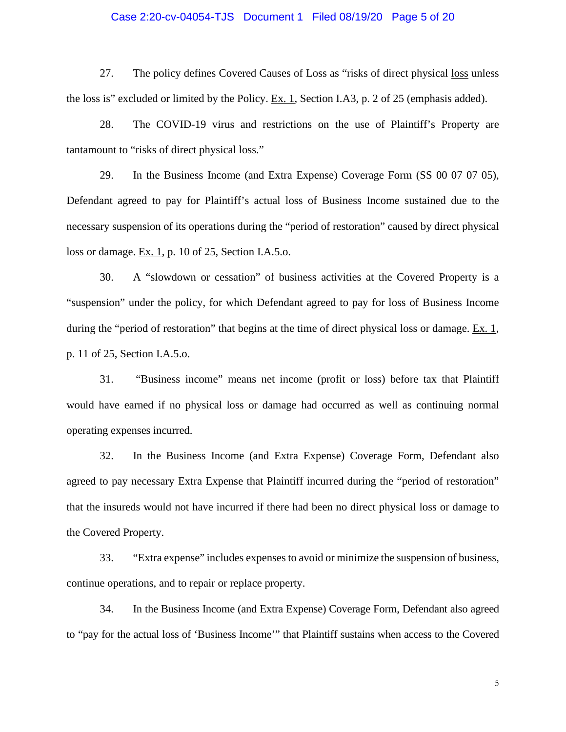27. The policy defines Covered Causes of Loss as "risks of direct physical loss unless the loss is" excluded or limited by the Policy. Ex. 1, Section I.A3, p. 2 of 25 (emphasis added).

28. The COVID-19 virus and restrictions on the use of Plaintiff's Property are tantamount to "risks of direct physical loss."

29. In the Business Income (and Extra Expense) Coverage Form (SS 00 07 07 05), Defendant agreed to pay for Plaintiff's actual loss of Business Income sustained due to the necessary suspension of its operations during the "period of restoration" caused by direct physical loss or damage. Ex. 1, p. 10 of 25, Section I.A.5.o.

30. A "slowdown or cessation" of business activities at the Covered Property is a "suspension" under the policy, for which Defendant agreed to pay for loss of Business Income during the "period of restoration" that begins at the time of direct physical loss or damage. Ex. 1, p. 11 of 25, Section I.A.5.o.

31. "Business income" means net income (profit or loss) before tax that Plaintiff would have earned if no physical loss or damage had occurred as well as continuing normal operating expenses incurred.

32. In the Business Income (and Extra Expense) Coverage Form, Defendant also agreed to pay necessary Extra Expense that Plaintiff incurred during the "period of restoration" that the insureds would not have incurred if there had been no direct physical loss or damage to the Covered Property.

33. "Extra expense" includes expenses to avoid or minimize the suspension of business, continue operations, and to repair or replace property.

34. In the Business Income (and Extra Expense) Coverage Form, Defendant also agreed to "pay for the actual loss of 'Business Income'" that Plaintiff sustains when access to the Covered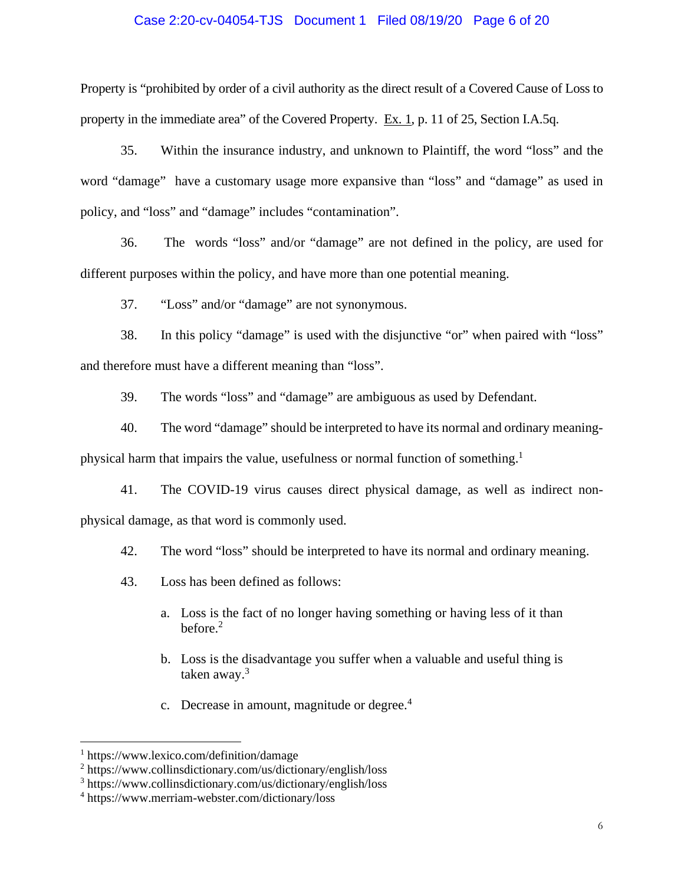Property is "prohibited by order of a civil authority as the direct result of a Covered Cause of Loss to property in the immediate area" of the Covered Property. Ex. 1, p. 11 of 25, Section I.A.5q.

35. Within the insurance industry, and unknown to Plaintiff, the word "loss" and the word "damage" have a customary usage more expansive than "loss" and "damage" as used in policy, and "loss" and "damage" includes "contamination".

36. The words "loss" and/or "damage" are not defined in the policy, are used for different purposes within the policy, and have more than one potential meaning.

37. "Loss" and/or "damage" are not synonymous.

38. In this policy "damage" is used with the disjunctive "or" when paired with "loss" and therefore must have a different meaning than "loss".

39. The words "loss" and "damage" are ambiguous as used by Defendant.

40. The word "damage" should be interpreted to have its normal and ordinary meaning-physical harm that impairs the value, usefulness or normal function of something.[1]

41. The COVID-19 virus causes direct physical damage, as well as indirect non-physical damage, as that word is commonly used.

42. The word "loss" should be interpreted to have its normal and ordinary meaning.

43. Loss has been defined as follows:

a. Loss is the fact of no longer having something or having less of it than before.[2]

b. Loss is the disadvantage you suffer when a valuable and useful thing is taken away.[3]

c. Decrease in amount, magnitude or degree.[4]

---

[1] https://www.lexico.com/definition/damage
[2] https://www.collinsdictionary.com/us/dictionary/english/loss
[3] https://www.collinsdictionary.com/us/dictionary/english/loss
[4] https://www.merriam-webster.com/dictionary/loss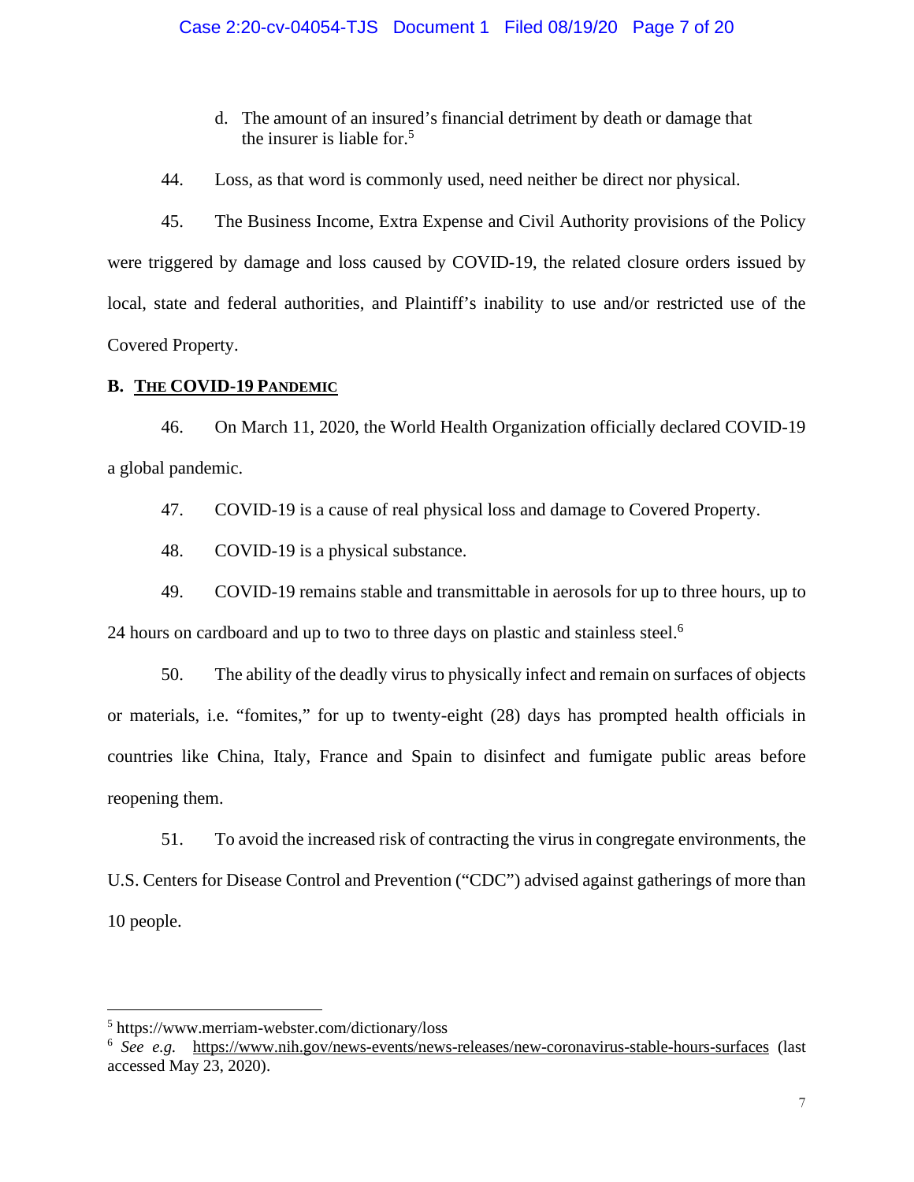d. The amount of an insured's financial detriment by death or damage that the insurer is liable for.[5]

44. Loss, as that word is commonly used, need neither be direct nor physical.

45. The Business Income, Extra Expense and Civil Authority provisions of the Policy were triggered by damage and loss caused by COVID-19, the related closure orders issued by local, state and federal authorities, and Plaintiff's inability to use and/or restricted use of the Covered Property.

## B. THE COVID-19 PANDEMIC

46. On March 11, 2020, the World Health Organization officially declared COVID-19 a global pandemic.

47. COVID-19 is a cause of real physical loss and damage to Covered Property.

48. COVID-19 is a physical substance.

49. COVID-19 remains stable and transmittable in aerosols for up to three hours, up to 24 hours on cardboard and up to two to three days on plastic and stainless steel.[6]

50. The ability of the deadly virus to physically infect and remain on surfaces of objects or materials, i.e. "fomites," for up to twenty-eight (28) days has prompted health officials in countries like China, Italy, France and Spain to disinfect and fumigate public areas before reopening them.

51. To avoid the increased risk of contracting the virus in congregate environments, the U.S. Centers for Disease Control and Prevention ("CDC") advised against gatherings of more than 10 people.

---

[5] https://www.merriam-webster.com/dictionary/loss

[6] *See e.g.* https://www.nih.gov/news-events/news-releases/new-coronavirus-stable-hours-surfaces (last accessed May 23, 2020).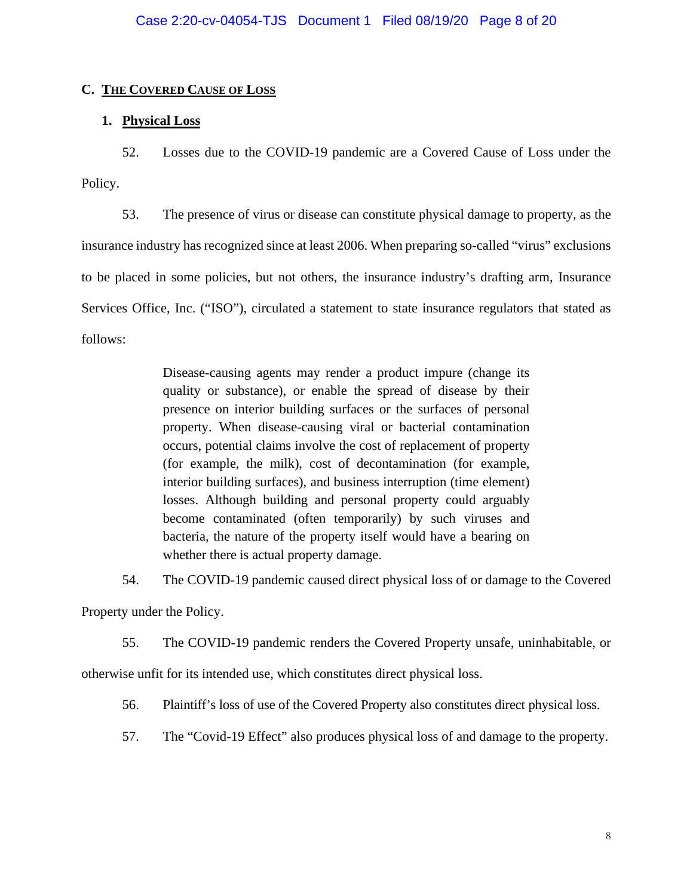## C. THE COVERED CAUSE OF LOSS

### 1. Physical Loss

52. Losses due to the COVID-19 pandemic are a Covered Cause of Loss under the Policy.

53. The presence of virus or disease can constitute physical damage to property, as the insurance industry has recognized since at least 2006. When preparing so-called "virus" exclusions to be placed in some policies, but not others, the insurance industry's drafting arm, Insurance Services Office, Inc. ("ISO"), circulated a statement to state insurance regulators that stated as follows:

> Disease-causing agents may render a product impure (change its quality or substance), or enable the spread of disease by their presence on interior building surfaces or the surfaces of personal property. When disease-causing viral or bacterial contamination occurs, potential claims involve the cost of replacement of property (for example, the milk), cost of decontamination (for example, interior building surfaces), and business interruption (time element) losses. Although building and personal property could arguably become contaminated (often temporarily) by such viruses and bacteria, the nature of the property itself would have a bearing on whether there is actual property damage.

54. The COVID-19 pandemic caused direct physical loss of or damage to the Covered Property under the Policy.

55. The COVID-19 pandemic renders the Covered Property unsafe, uninhabitable, or otherwise unfit for its intended use, which constitutes direct physical loss.

56. Plaintiff's loss of use of the Covered Property also constitutes direct physical loss.

57. The "Covid-19 Effect" also produces physical loss of and damage to the property.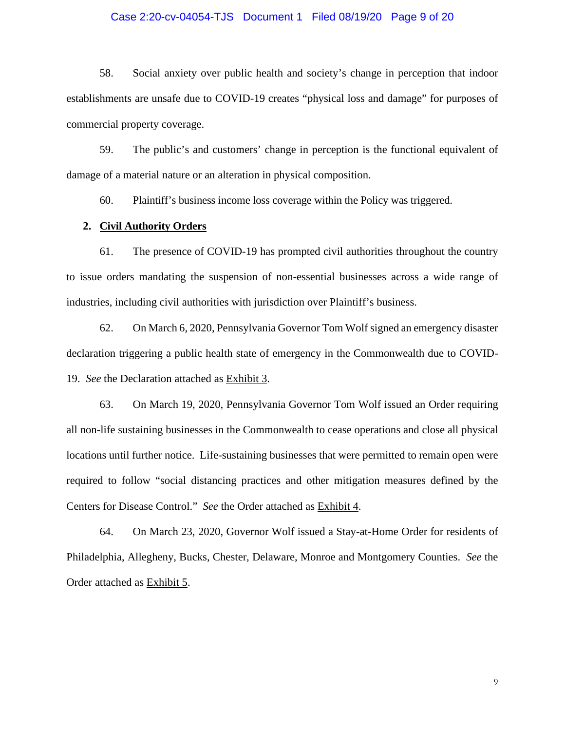58. Social anxiety over public health and society's change in perception that indoor establishments are unsafe due to COVID-19 creates "physical loss and damage" for purposes of commercial property coverage.

59. The public's and customers' change in perception is the functional equivalent of damage of a material nature or an alteration in physical composition.

60. Plaintiff's business income loss coverage within the Policy was triggered.

**2. <u>Civil Authority Orders</u>**

61. The presence of COVID-19 has prompted civil authorities throughout the country to issue orders mandating the suspension of non-essential businesses across a wide range of industries, including civil authorities with jurisdiction over Plaintiff's business.

62. On March 6, 2020, Pennsylvania Governor Tom Wolf signed an emergency disaster declaration triggering a public health state of emergency in the Commonwealth due to COVID-19. *See* the Declaration attached as <u>Exhibit 3</u>.

63. On March 19, 2020, Pennsylvania Governor Tom Wolf issued an Order requiring all non-life sustaining businesses in the Commonwealth to cease operations and close all physical locations until further notice. Life-sustaining businesses that were permitted to remain open were required to follow "social distancing practices and other mitigation measures defined by the Centers for Disease Control." *See* the Order attached as <u>Exhibit 4</u>.

64. On March 23, 2020, Governor Wolf issued a Stay-at-Home Order for residents of Philadelphia, Allegheny, Bucks, Chester, Delaware, Monroe and Montgomery Counties. *See* the Order attached as <u>Exhibit 5</u>.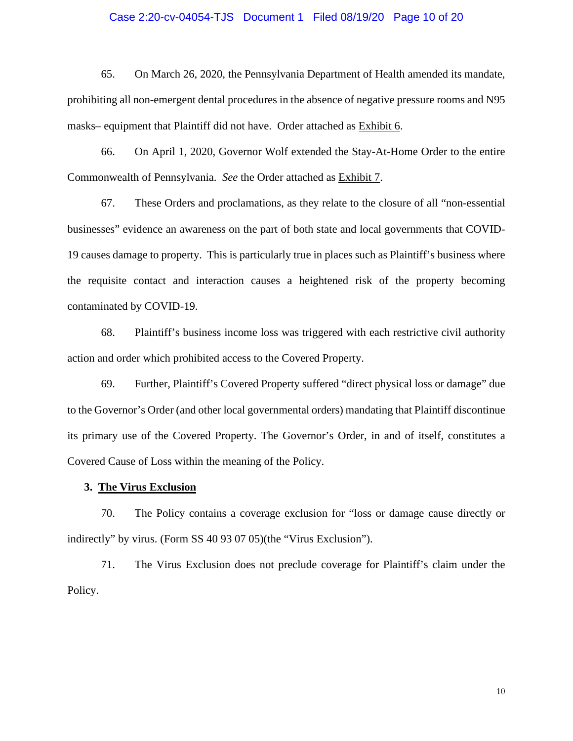65. On March 26, 2020, the Pennsylvania Department of Health amended its mandate, prohibiting all non-emergent dental procedures in the absence of negative pressure rooms and N95 masks– equipment that Plaintiff did not have. Order attached as Exhibit 6.

66. On April 1, 2020, Governor Wolf extended the Stay-At-Home Order to the entire Commonwealth of Pennsylvania. *See* the Order attached as Exhibit 7.

67. These Orders and proclamations, as they relate to the closure of all "non-essential businesses" evidence an awareness on the part of both state and local governments that COVID-19 causes damage to property. This is particularly true in places such as Plaintiff's business where the requisite contact and interaction causes a heightened risk of the property becoming contaminated by COVID-19.

68. Plaintiff's business income loss was triggered with each restrictive civil authority action and order which prohibited access to the Covered Property.

69. Further, Plaintiff's Covered Property suffered "direct physical loss or damage" due to the Governor's Order (and other local governmental orders) mandating that Plaintiff discontinue its primary use of the Covered Property. The Governor's Order, in and of itself, constitutes a Covered Cause of Loss within the meaning of the Policy.

### 3. The Virus Exclusion

70. The Policy contains a coverage exclusion for "loss or damage cause directly or indirectly" by virus. (Form SS 40 93 07 05)(the "Virus Exclusion").

71. The Virus Exclusion does not preclude coverage for Plaintiff's claim under the Policy.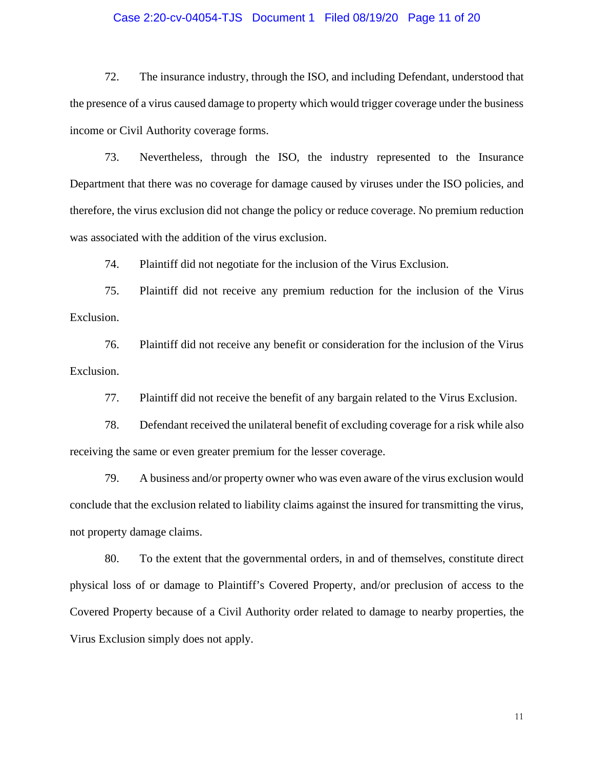72. The insurance industry, through the ISO, and including Defendant, understood that the presence of a virus caused damage to property which would trigger coverage under the business income or Civil Authority coverage forms.

73. Nevertheless, through the ISO, the industry represented to the Insurance Department that there was no coverage for damage caused by viruses under the ISO policies, and therefore, the virus exclusion did not change the policy or reduce coverage. No premium reduction was associated with the addition of the virus exclusion.

74. Plaintiff did not negotiate for the inclusion of the Virus Exclusion.

75. Plaintiff did not receive any premium reduction for the inclusion of the Virus Exclusion.

76. Plaintiff did not receive any benefit or consideration for the inclusion of the Virus Exclusion.

77. Plaintiff did not receive the benefit of any bargain related to the Virus Exclusion.

78. Defendant received the unilateral benefit of excluding coverage for a risk while also receiving the same or even greater premium for the lesser coverage.

79. A business and/or property owner who was even aware of the virus exclusion would conclude that the exclusion related to liability claims against the insured for transmitting the virus, not property damage claims.

80. To the extent that the governmental orders, in and of themselves, constitute direct physical loss of or damage to Plaintiff's Covered Property, and/or preclusion of access to the Covered Property because of a Civil Authority order related to damage to nearby properties, the Virus Exclusion simply does not apply.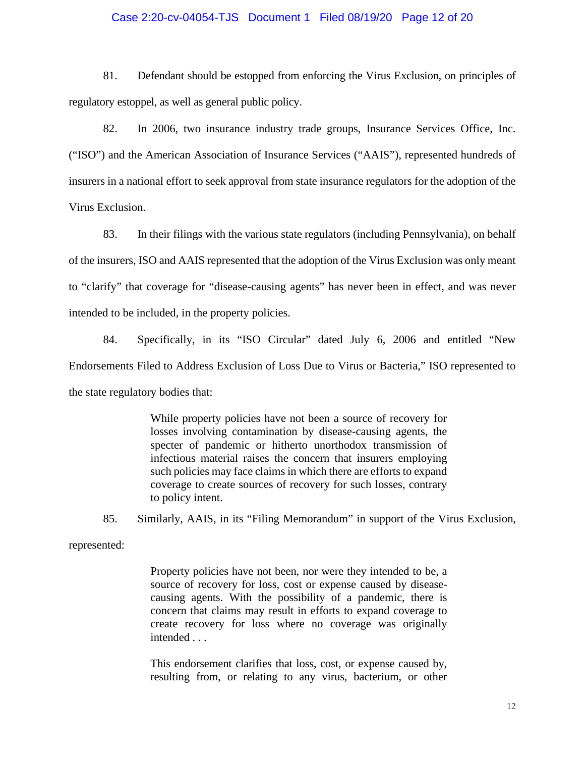81. Defendant should be estopped from enforcing the Virus Exclusion, on principles of regulatory estoppel, as well as general public policy.

82. In 2006, two insurance industry trade groups, Insurance Services Office, Inc. ("ISO") and the American Association of Insurance Services ("AAIS"), represented hundreds of insurers in a national effort to seek approval from state insurance regulators for the adoption of the Virus Exclusion.

83. In their filings with the various state regulators (including Pennsylvania), on behalf of the insurers, ISO and AAIS represented that the adoption of the Virus Exclusion was only meant to "clarify" that coverage for "disease-causing agents" has never been in effect, and was never intended to be included, in the property policies.

84. Specifically, in its "ISO Circular" dated July 6, 2006 and entitled "New Endorsements Filed to Address Exclusion of Loss Due to Virus or Bacteria," ISO represented to the state regulatory bodies that:

> While property policies have not been a source of recovery for losses involving contamination by disease-causing agents, the specter of pandemic or hitherto unorthodox transmission of infectious material raises the concern that insurers employing such policies may face claims in which there are efforts to expand coverage to create sources of recovery for such losses, contrary to policy intent.

85. Similarly, AAIS, in its "Filing Memorandum" in support of the Virus Exclusion, represented:

> Property policies have not been, nor were they intended to be, a source of recovery for loss, cost or expense caused by disease-causing agents. With the possibility of a pandemic, there is concern that claims may result in efforts to expand coverage to create recovery for loss where no coverage was originally intended . . .
>
> This endorsement clarifies that loss, cost, or expense caused by, resulting from, or relating to any virus, bacterium, or other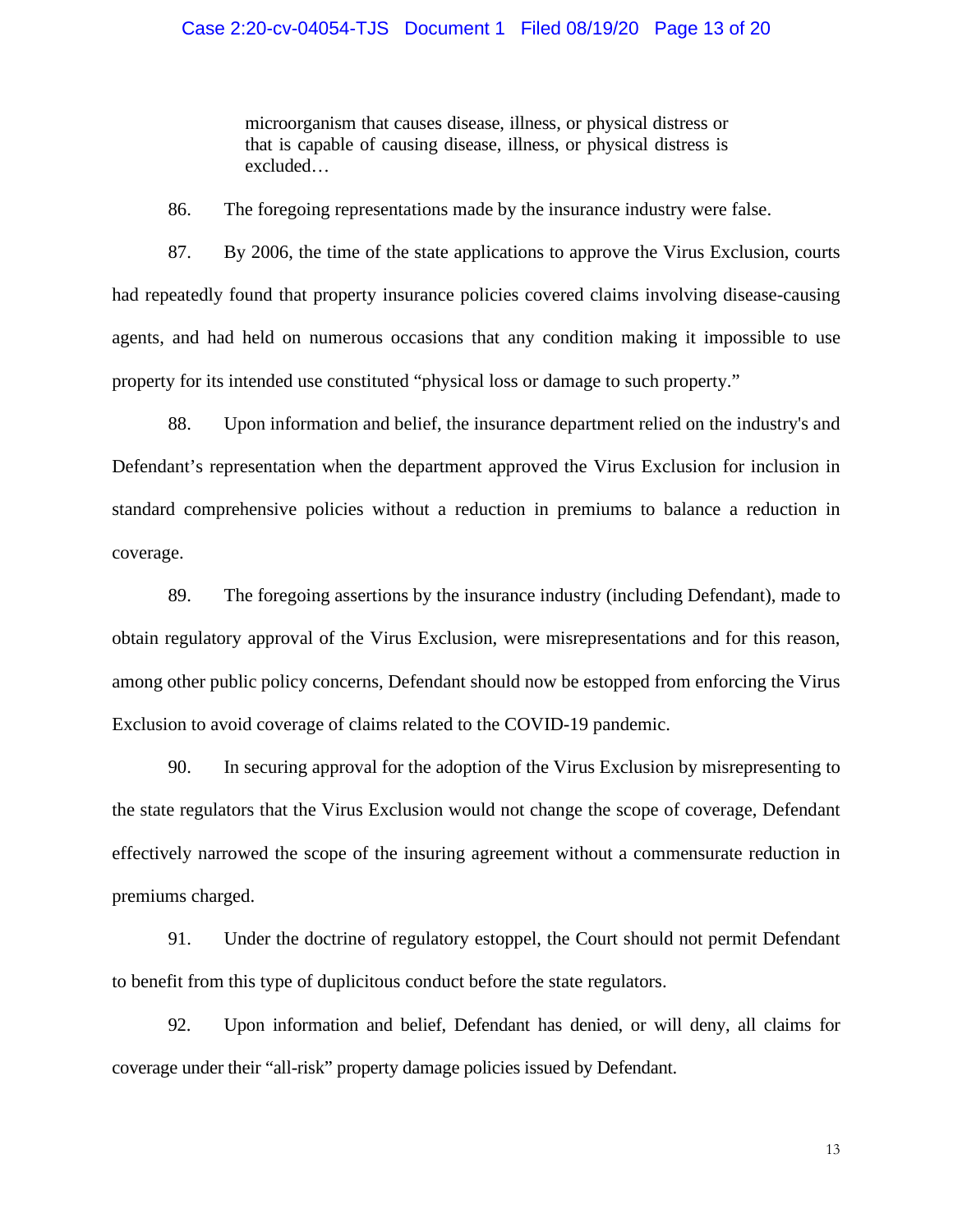> microorganism that causes disease, illness, or physical distress or that is capable of causing disease, illness, or physical distress is excluded…

86. The foregoing representations made by the insurance industry were false.

87. By 2006, the time of the state applications to approve the Virus Exclusion, courts had repeatedly found that property insurance policies covered claims involving disease-causing agents, and had held on numerous occasions that any condition making it impossible to use property for its intended use constituted "physical loss or damage to such property."

88. Upon information and belief, the insurance department relied on the industry's and Defendant's representation when the department approved the Virus Exclusion for inclusion in standard comprehensive policies without a reduction in premiums to balance a reduction in coverage.

89. The foregoing assertions by the insurance industry (including Defendant), made to obtain regulatory approval of the Virus Exclusion, were misrepresentations and for this reason, among other public policy concerns, Defendant should now be estopped from enforcing the Virus Exclusion to avoid coverage of claims related to the COVID-19 pandemic.

90. In securing approval for the adoption of the Virus Exclusion by misrepresenting to the state regulators that the Virus Exclusion would not change the scope of coverage, Defendant effectively narrowed the scope of the insuring agreement without a commensurate reduction in premiums charged.

91. Under the doctrine of regulatory estoppel, the Court should not permit Defendant to benefit from this type of duplicitous conduct before the state regulators.

92. Upon information and belief, Defendant has denied, or will deny, all claims for coverage under their "all-risk" property damage policies issued by Defendant.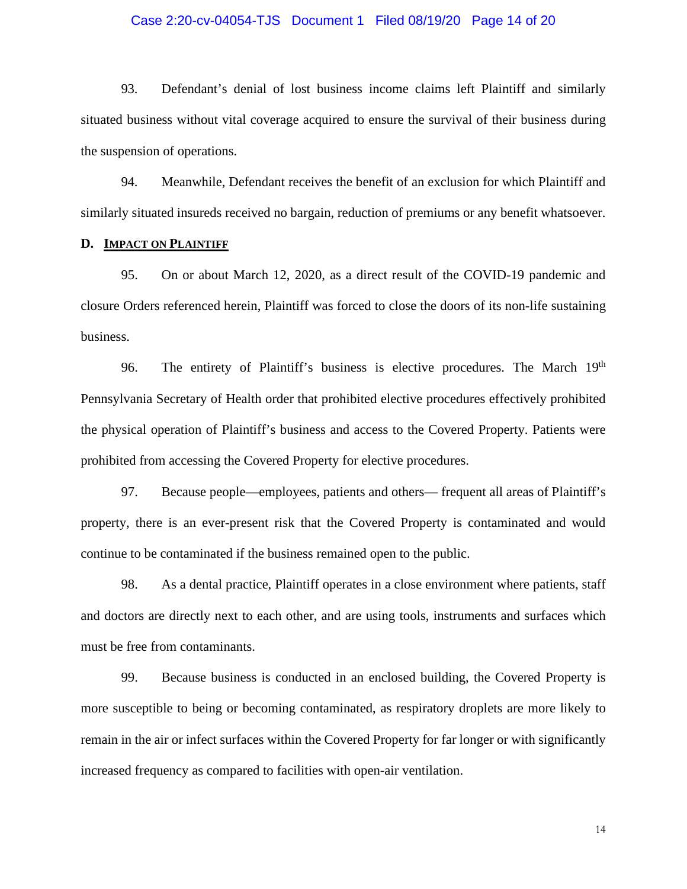93. Defendant's denial of lost business income claims left Plaintiff and similarly situated business without vital coverage acquired to ensure the survival of their business during the suspension of operations.

94. Meanwhile, Defendant receives the benefit of an exclusion for which Plaintiff and similarly situated insureds received no bargain, reduction of premiums or any benefit whatsoever.

**D. <u>IMPACT ON PLAINTIFF</u>**

95. On or about March 12, 2020, as a direct result of the COVID-19 pandemic and closure Orders referenced herein, Plaintiff was forced to close the doors of its non-life sustaining business.

96. The entirety of Plaintiff's business is elective procedures. The March 19th Pennsylvania Secretary of Health order that prohibited elective procedures effectively prohibited the physical operation of Plaintiff's business and access to the Covered Property. Patients were prohibited from accessing the Covered Property for elective procedures.

97. Because people—employees, patients and others— frequent all areas of Plaintiff's property, there is an ever-present risk that the Covered Property is contaminated and would continue to be contaminated if the business remained open to the public.

98. As a dental practice, Plaintiff operates in a close environment where patients, staff and doctors are directly next to each other, and are using tools, instruments and surfaces which must be free from contaminants.

99. Because business is conducted in an enclosed building, the Covered Property is more susceptible to being or becoming contaminated, as respiratory droplets are more likely to remain in the air or infect surfaces within the Covered Property for far longer or with significantly increased frequency as compared to facilities with open-air ventilation.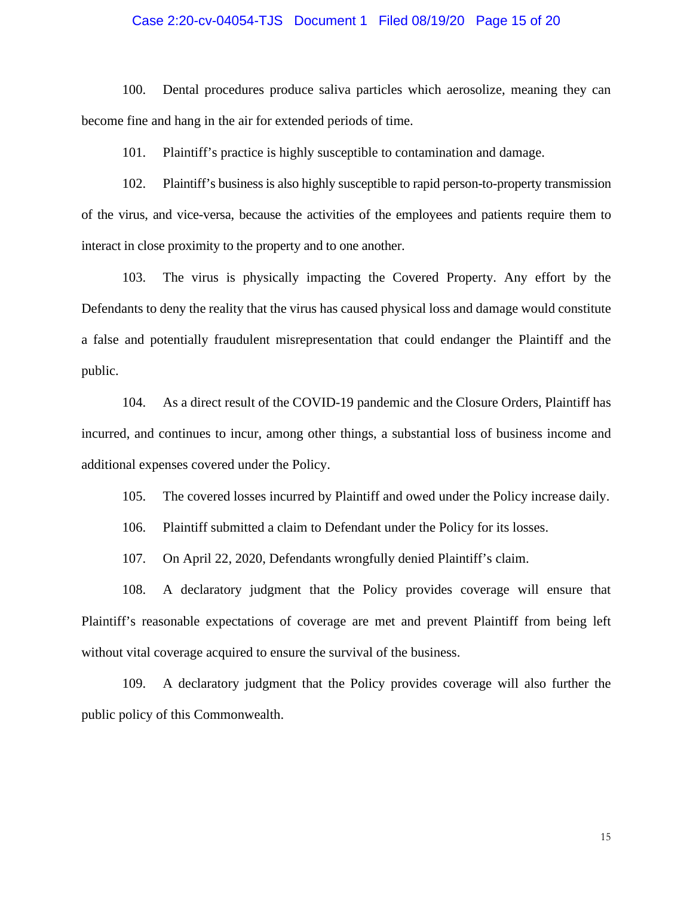100. Dental procedures produce saliva particles which aerosolize, meaning they can become fine and hang in the air for extended periods of time.

101. Plaintiff's practice is highly susceptible to contamination and damage.

102. Plaintiff's business is also highly susceptible to rapid person-to-property transmission of the virus, and vice-versa, because the activities of the employees and patients require them to interact in close proximity to the property and to one another.

103. The virus is physically impacting the Covered Property. Any effort by the Defendants to deny the reality that the virus has caused physical loss and damage would constitute a false and potentially fraudulent misrepresentation that could endanger the Plaintiff and the public.

104. As a direct result of the COVID-19 pandemic and the Closure Orders, Plaintiff has incurred, and continues to incur, among other things, a substantial loss of business income and additional expenses covered under the Policy.

105. The covered losses incurred by Plaintiff and owed under the Policy increase daily.

106. Plaintiff submitted a claim to Defendant under the Policy for its losses.

107. On April 22, 2020, Defendants wrongfully denied Plaintiff's claim.

108. A declaratory judgment that the Policy provides coverage will ensure that Plaintiff's reasonable expectations of coverage are met and prevent Plaintiff from being left without vital coverage acquired to ensure the survival of the business.

109. A declaratory judgment that the Policy provides coverage will also further the public policy of this Commonwealth.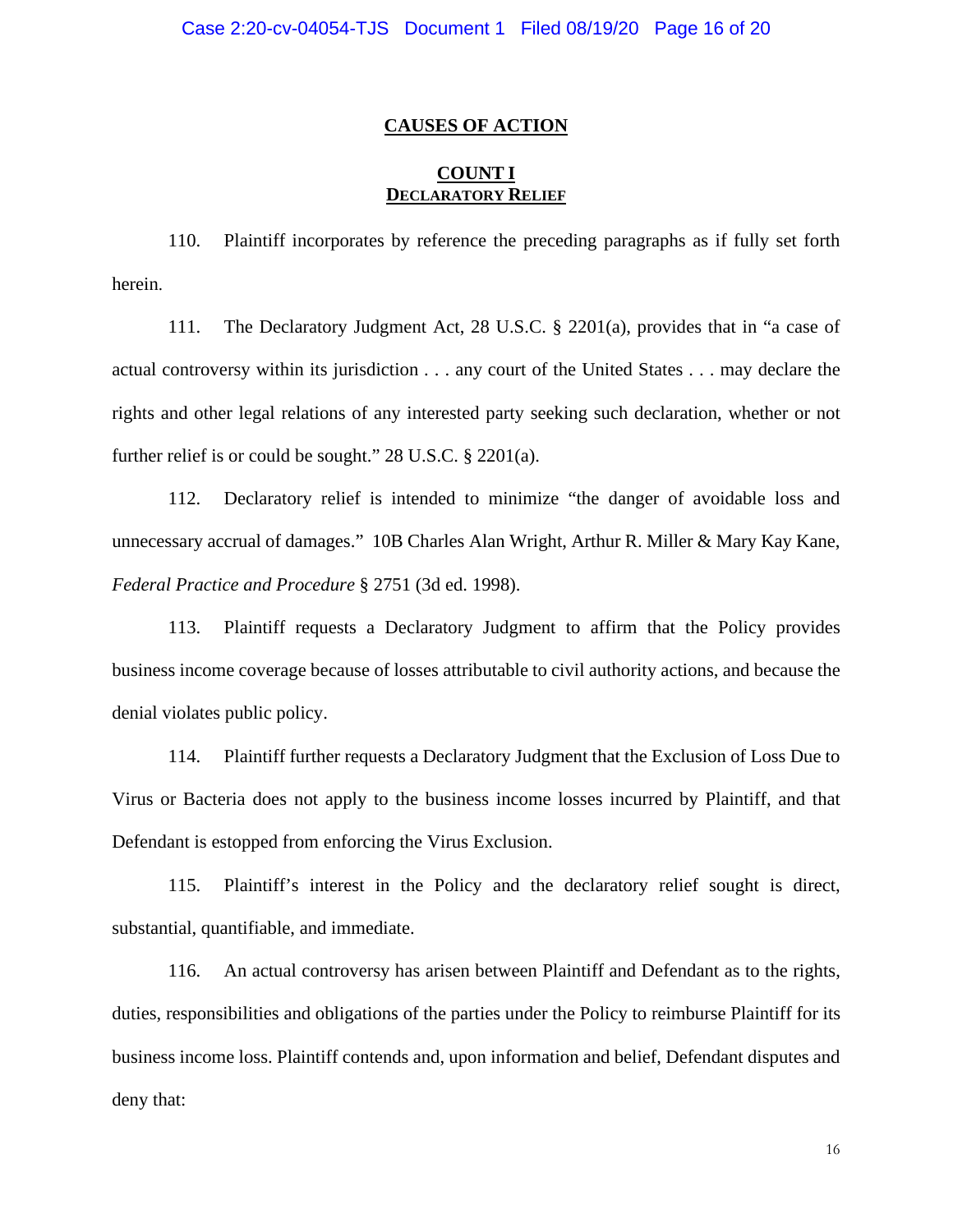## CAUSES OF ACTION

### COUNT I
### DECLARATORY RELIEF

110. Plaintiff incorporates by reference the preceding paragraphs as if fully set forth herein.

111. The Declaratory Judgment Act, 28 U.S.C. § 2201(a), provides that in "a case of actual controversy within its jurisdiction . . . any court of the United States . . . may declare the rights and other legal relations of any interested party seeking such declaration, whether or not further relief is or could be sought." 28 U.S.C. § 2201(a).

112. Declaratory relief is intended to minimize "the danger of avoidable loss and unnecessary accrual of damages." 10B Charles Alan Wright, Arthur R. Miller & Mary Kay Kane, *Federal Practice and Procedure* § 2751 (3d ed. 1998).

113. Plaintiff requests a Declaratory Judgment to affirm that the Policy provides business income coverage because of losses attributable to civil authority actions, and because the denial violates public policy.

114. Plaintiff further requests a Declaratory Judgment that the Exclusion of Loss Due to Virus or Bacteria does not apply to the business income losses incurred by Plaintiff, and that Defendant is estopped from enforcing the Virus Exclusion.

115. Plaintiff's interest in the Policy and the declaratory relief sought is direct, substantial, quantifiable, and immediate.

116. An actual controversy has arisen between Plaintiff and Defendant as to the rights, duties, responsibilities and obligations of the parties under the Policy to reimburse Plaintiff for its business income loss. Plaintiff contends and, upon information and belief, Defendant disputes and deny that: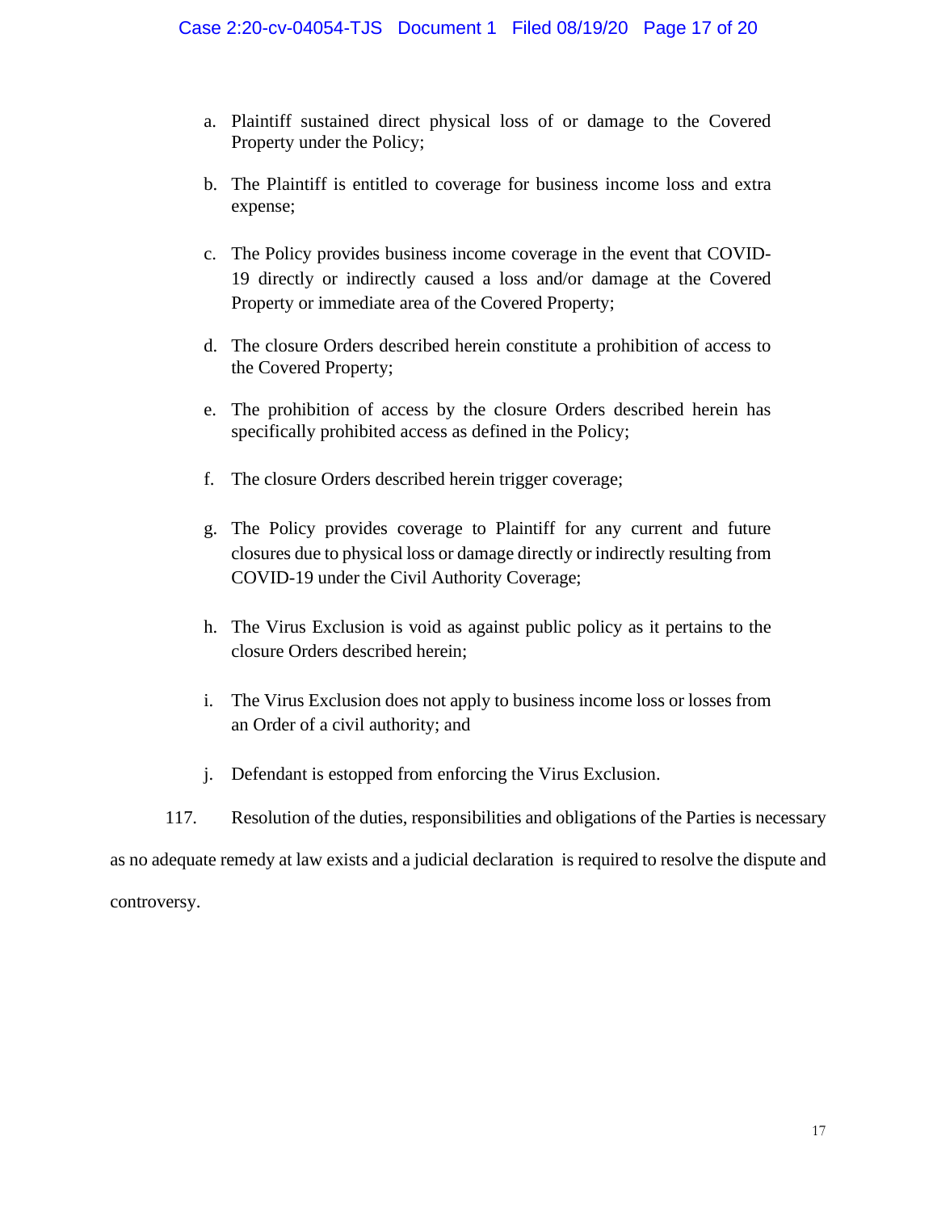a. Plaintiff sustained direct physical loss of or damage to the Covered Property under the Policy;

b. The Plaintiff is entitled to coverage for business income loss and extra expense;

c. The Policy provides business income coverage in the event that COVID-19 directly or indirectly caused a loss and/or damage at the Covered Property or immediate area of the Covered Property;

d. The closure Orders described herein constitute a prohibition of access to the Covered Property;

e. The prohibition of access by the closure Orders described herein has specifically prohibited access as defined in the Policy;

f. The closure Orders described herein trigger coverage;

g. The Policy provides coverage to Plaintiff for any current and future closures due to physical loss or damage directly or indirectly resulting from COVID-19 under the Civil Authority Coverage;

h. The Virus Exclusion is void as against public policy as it pertains to the closure Orders described herein;

i. The Virus Exclusion does not apply to business income loss or losses from an Order of a civil authority; and

j. Defendant is estopped from enforcing the Virus Exclusion.

117. Resolution of the duties, responsibilities and obligations of the Parties is necessary as no adequate remedy at law exists and a judicial declaration is required to resolve the dispute and controversy.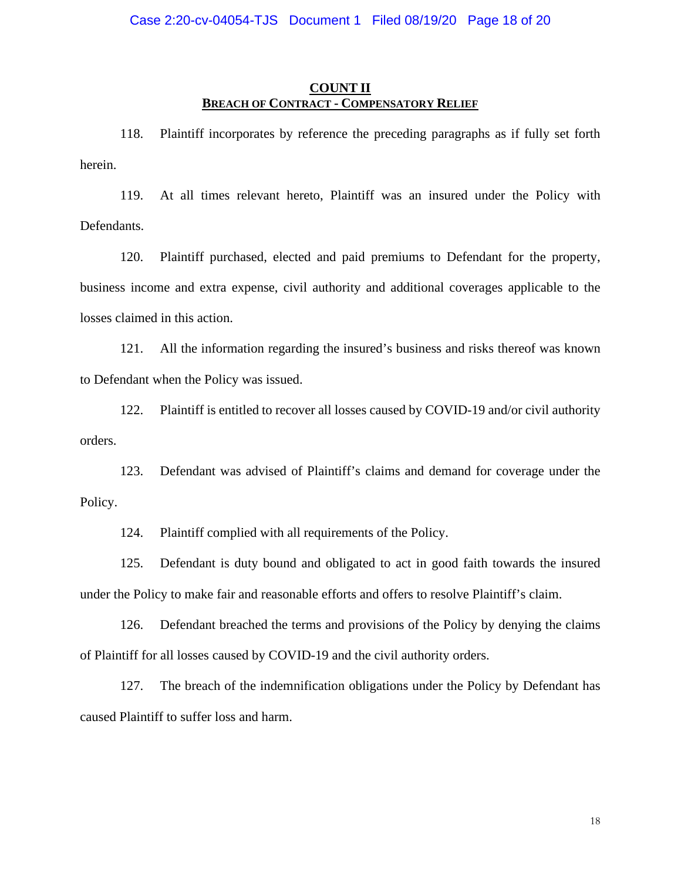## COUNT II

### BREACH OF CONTRACT - COMPENSATORY RELIEF

118. Plaintiff incorporates by reference the preceding paragraphs as if fully set forth herein.

119. At all times relevant hereto, Plaintiff was an insured under the Policy with Defendants.

120. Plaintiff purchased, elected and paid premiums to Defendant for the property, business income and extra expense, civil authority and additional coverages applicable to the losses claimed in this action.

121. All the information regarding the insured's business and risks thereof was known to Defendant when the Policy was issued.

122. Plaintiff is entitled to recover all losses caused by COVID-19 and/or civil authority orders.

123. Defendant was advised of Plaintiff's claims and demand for coverage under the Policy.

124. Plaintiff complied with all requirements of the Policy.

125. Defendant is duty bound and obligated to act in good faith towards the insured under the Policy to make fair and reasonable efforts and offers to resolve Plaintiff's claim.

126. Defendant breached the terms and provisions of the Policy by denying the claims of Plaintiff for all losses caused by COVID-19 and the civil authority orders.

127. The breach of the indemnification obligations under the Policy by Defendant has caused Plaintiff to suffer loss and harm.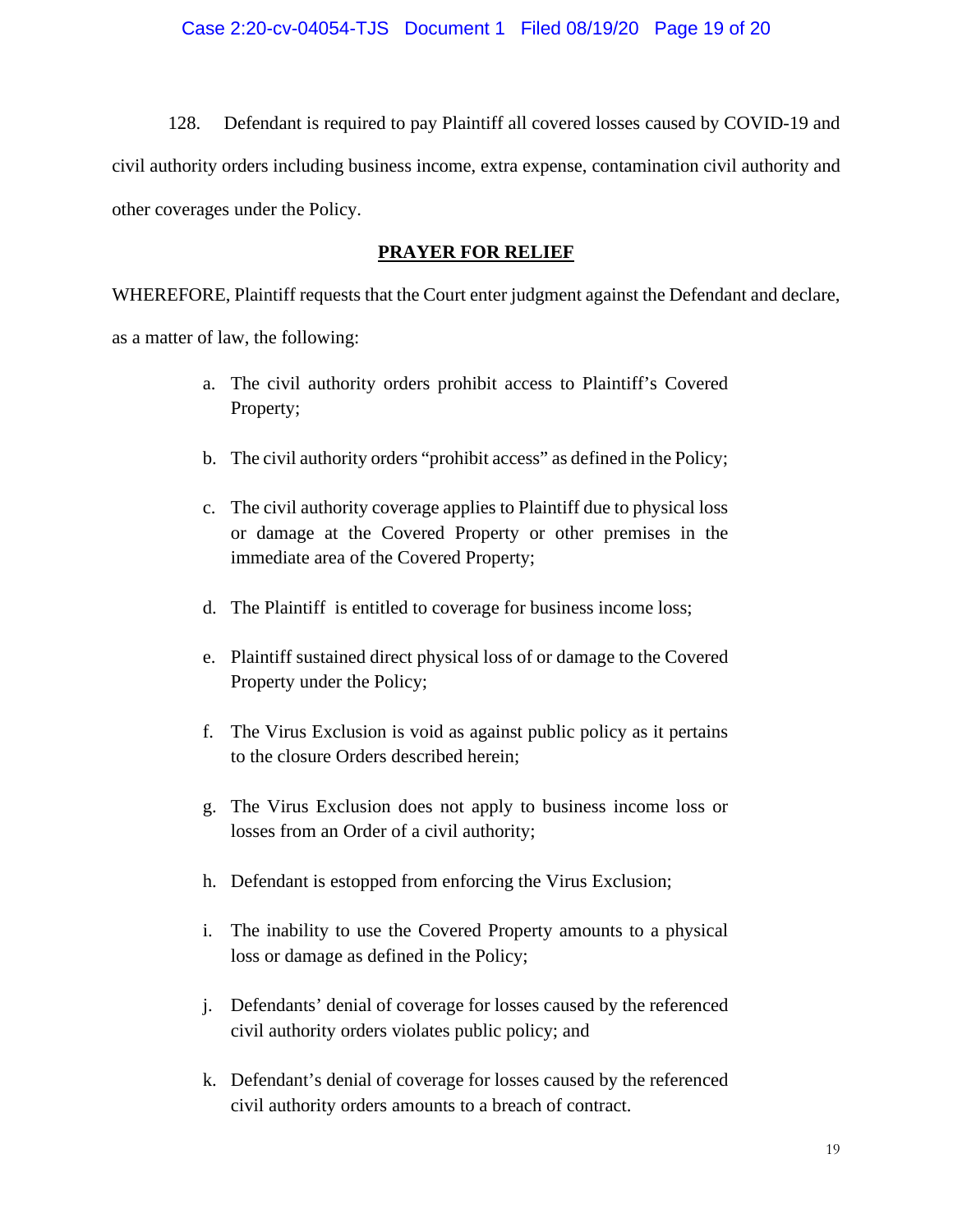128. Defendant is required to pay Plaintiff all covered losses caused by COVID-19 and civil authority orders including business income, extra expense, contamination civil authority and other coverages under the Policy.

## PRAYER FOR RELIEF

WHEREFORE, Plaintiff requests that the Court enter judgment against the Defendant and declare, as a matter of law, the following:

a. The civil authority orders prohibit access to Plaintiff's Covered Property;

b. The civil authority orders "prohibit access" as defined in the Policy;

c. The civil authority coverage applies to Plaintiff due to physical loss or damage at the Covered Property or other premises in the immediate area of the Covered Property;

d. The Plaintiff is entitled to coverage for business income loss;

e. Plaintiff sustained direct physical loss of or damage to the Covered Property under the Policy;

f. The Virus Exclusion is void as against public policy as it pertains to the closure Orders described herein;

g. The Virus Exclusion does not apply to business income loss or losses from an Order of a civil authority;

h. Defendant is estopped from enforcing the Virus Exclusion;

i. The inability to use the Covered Property amounts to a physical loss or damage as defined in the Policy;

j. Defendants' denial of coverage for losses caused by the referenced civil authority orders violates public policy; and

k. Defendant's denial of coverage for losses caused by the referenced civil authority orders amounts to a breach of contract.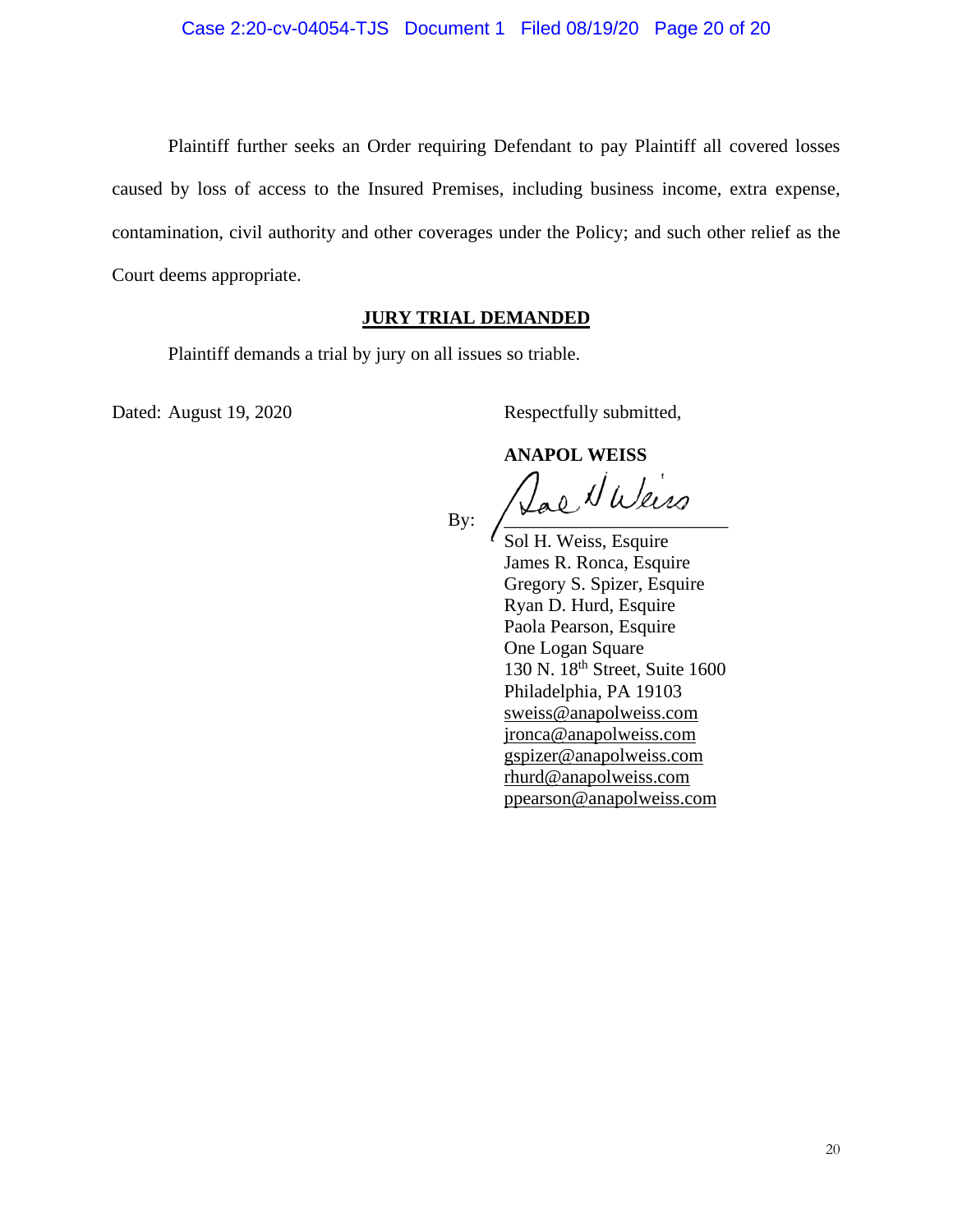Plaintiff further seeks an Order requiring Defendant to pay Plaintiff all covered losses caused by loss of access to the Insured Premises, including business income, extra expense, contamination, civil authority and other coverages under the Policy; and such other relief as the Court deems appropriate.

## JURY TRIAL DEMANDED

Plaintiff demands a trial by jury on all issues so triable.

Dated: August 19, 2020

Respectfully submitted,

**ANAPOL WEISS**

By: /s/ Sol H. Weiss

Sol H. Weiss, Esquire
James R. Ronca, Esquire
Gregory S. Spizer, Esquire
Ryan D. Hurd, Esquire
Paola Pearson, Esquire
One Logan Square
130 N. 18th Street, Suite 1600
Philadelphia, PA 19103
sweiss@anapolweiss.com
jronca@anapolweiss.com
gspizer@anapolweiss.com
rhurd@anapolweiss.com
ppearson@anapolweiss.com